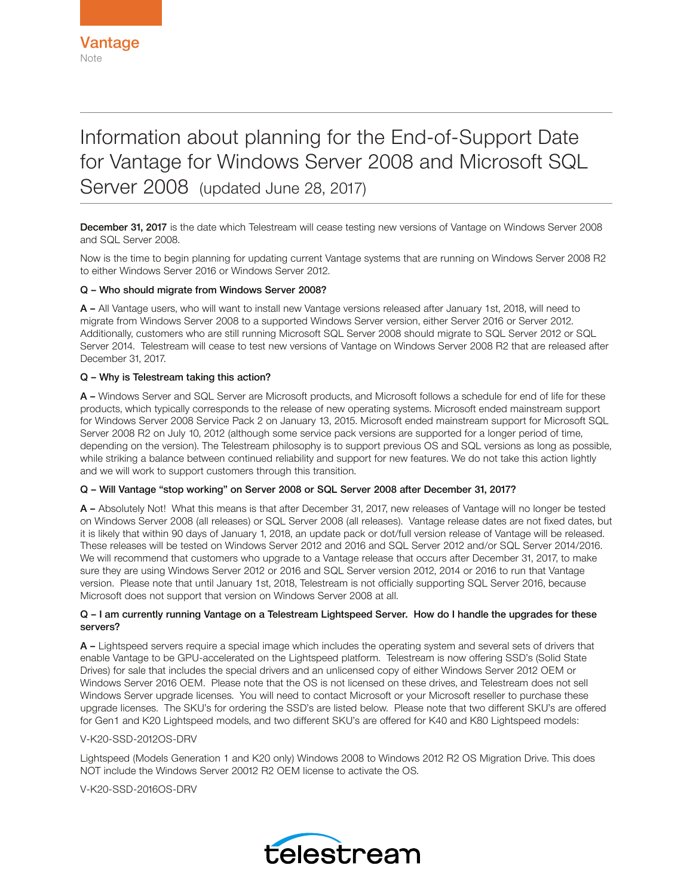Vantage

Note

# Information about planning for the End-of-Support Date for Vantage for Windows Server 2008 and Microsoft SQL Server 2008 (updated June 28, 2017)

**December 31, 2017** is the date which Telestream will cease testing new versions of Vantage on Windows Server 2008 and SQL Server 2008.

Now is the time to begin planning for updating current Vantage systems that are running on Windows Server 2008 R2 to either Windows Server 2016 or Windows Server 2012.

**Q – Who should migrate from Windows Server 2008?**

**A –** All Vantage users, who will want to install new Vantage versions released after January 1st, 2018, will need to migrate from Windows Server 2008 to a supported Windows Server version, either Server 2016 or Server 2012. Additionally, customers who are still running Microsoft SQL Server 2008 should migrate to SQL Server 2012 or SQL Server 2014. Telestream will cease to test new versions of Vantage on Windows Server 2008 R2 that are released after December 31, 2017.

**Q – Why is Telestream taking this action?**

**A –** Windows Server and SQL Server are Microsoft products, and Microsoft follows a schedule for end of life for these products, which typically corresponds to the release of new operating systems. Microsoft ended mainstream support for Windows Server 2008 Service Pack 2 on January 13, 2015. Microsoft ended mainstream support for Microsoft SQL Server 2008 R2 on July 10, 2012 (although some service pack versions are supported for a longer period of time, depending on the version). The Telestream philosophy is to support previous OS and SQL versions as long as possible, while striking a balance between continued reliability and support for new features. We do not take this action lightly and we will work to support customers through this transition.

**Q – Will Vantage "stop working" on Server 2008 or SQL Server 2008 after December 31, 2017?**

**A –** Absolutely Not! What this means is that after December 31, 2017, new releases of Vantage will no longer be tested on Windows Server 2008 (all releases) or SQL Server 2008 (all releases). Vantage release dates are not fixed dates, but it is likely that within 90 days of January 1, 2018, an update pack or dot/full version release of Vantage will be released. These releases will be tested on Windows Server 2012 and 2016 and SQL Server 2012 and/or SQL Server 2014/2016. We will recommend that customers who upgrade to a Vantage release that occurs after December 31, 2017, to make sure they are using Windows Server 2012 or 2016 and SQL Server version 2012, 2014 or 2016 to run that Vantage version. Please note that until January 1st, 2018, Telestream is not officially supporting SQL Server 2016, because Microsoft does not support that version on Windows Server 2008 at all.

**Q – I am currently running Vantage on a Telestream Lightspeed Server. How do I handle the upgrades for these servers?**

**A –** Lightspeed servers require a special image which includes the operating system and several sets of drivers that enable Vantage to be GPU-accelerated on the Lightspeed platform. Telestream is now offering SSD's (Solid State Drives) for sale that includes the special drivers and an unlicensed copy of either Windows Server 2012 OEM or Windows Server 2016 OEM. Please note that the OS is not licensed on these drives, and Telestream does not sell Windows Server upgrade licenses. You will need to contact Microsoft or your Microsoft reseller to purchase these upgrade licenses. The SKU's for ordering the SSD's are listed below. Please note that two different SKU's are offered for Gen1 and K20 Lightspeed models, and two different SKU's are offered for K40 and K80 Lightspeed models:

V-K20-SSD-2012OS-DRV

Lightspeed (Models Generation 1 and K20 only) Windows 2008 to Windows 2012 R2 OS Migration Drive. This does NOT include the Windows Server 20012 R2 OEM license to activate the OS.

V-K20-SSD-2016OS-DRV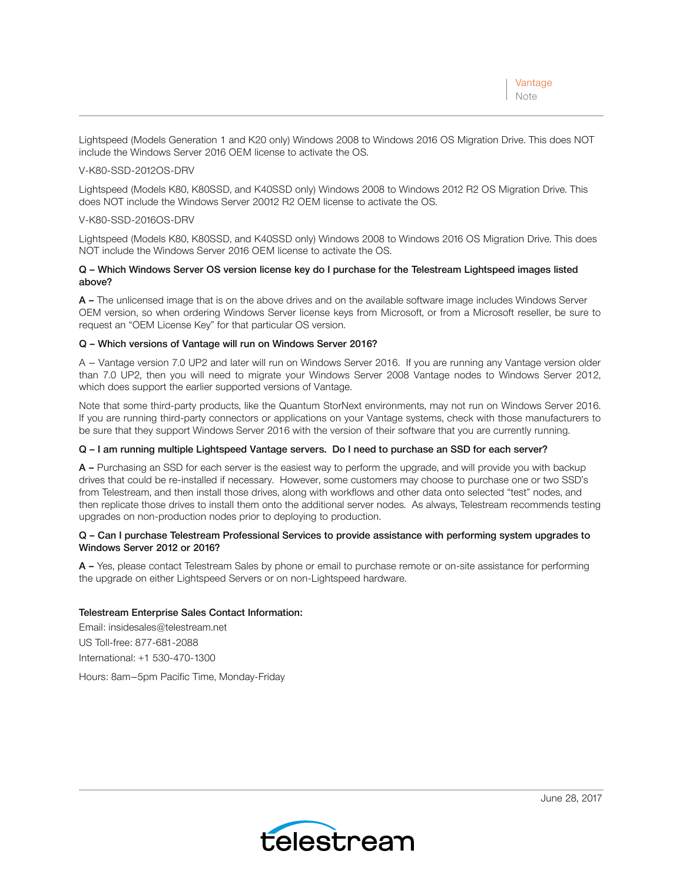Lightspeed (Models Generation 1 and K20 only) Windows 2008 to Windows 2016 OS Migration Drive. This does NOT include the Windows Server 2016 OEM license to activate the OS.

V-K80-SSD-2012OS-DRV

Lightspeed (Models K80, K80SSD, and K40SSD only) Windows 2008 to Windows 2012 R2 OS Migration Drive. This does NOT include the Windows Server 20012 R2 OEM license to activate the OS.

V-K80-SSD-2016OS-DRV

Lightspeed (Models K80, K80SSD, and K40SSD only) Windows 2008 to Windows 2016 OS Migration Drive. This does NOT include the Windows Server 2016 OEM license to activate the OS.

**Q – Which Windows Server OS version license key do I purchase for the Telestream Lightspeed images listed above?**

**A –** The unlicensed image that is on the above drives and on the available software image includes Windows Server OEM version, so when ordering Windows Server license keys from Microsoft, or from a Microsoft reseller, be sure to request an "OEM License Key" for that particular OS version.

**Q – Which versions of Vantage will run on Windows Server 2016?**

A – Vantage version 7.0 UP2 and later will run on Windows Server 2016. If you are running any Vantage version older than 7.0 UP2, then you will need to migrate your Windows Server 2008 Vantage nodes to Windows Server 2012, which does support the earlier supported versions of Vantage.

Note that some third-party products, like the Quantum StorNext environments, may not run on Windows Server 2016. If you are running third-party connectors or applications on your Vantage systems, check with those manufacturers to be sure that they support Windows Server 2016 with the version of their software that you are currently running.

**Q – I am running multiple Lightspeed Vantage servers. Do I need to purchase an SSD for each server?**

**A –** Purchasing an SSD for each server is the easiest way to perform the upgrade, and will provide you with backup drives that could be re-installed if necessary. However, some customers may choose to purchase one or two SSD's from Telestream, and then install those drives, along with workflows and other data onto selected "test" nodes, and then replicate those drives to install them onto the additional server nodes. As always, Telestream recommends testing upgrades on non-production nodes prior to deploying to production.

**Q – Can I purchase Telestream Professional Services to provide assistance with performing system upgrades to Windows Server 2012 or 2016?**

**A –** Yes, please contact Telestream Sales by phone or email to purchase remote or on-site assistance for performing the upgrade on either Lightspeed Servers or on non-Lightspeed hardware.

**Telestream Enterprise Sales Contact Information:**

Email: insidesales@telestream.net

US Toll-free: 877-681-2088

International: +1 530-470-1300

Hours: 8am–5pm Pacific Time, Monday-Friday

June 28, 2017